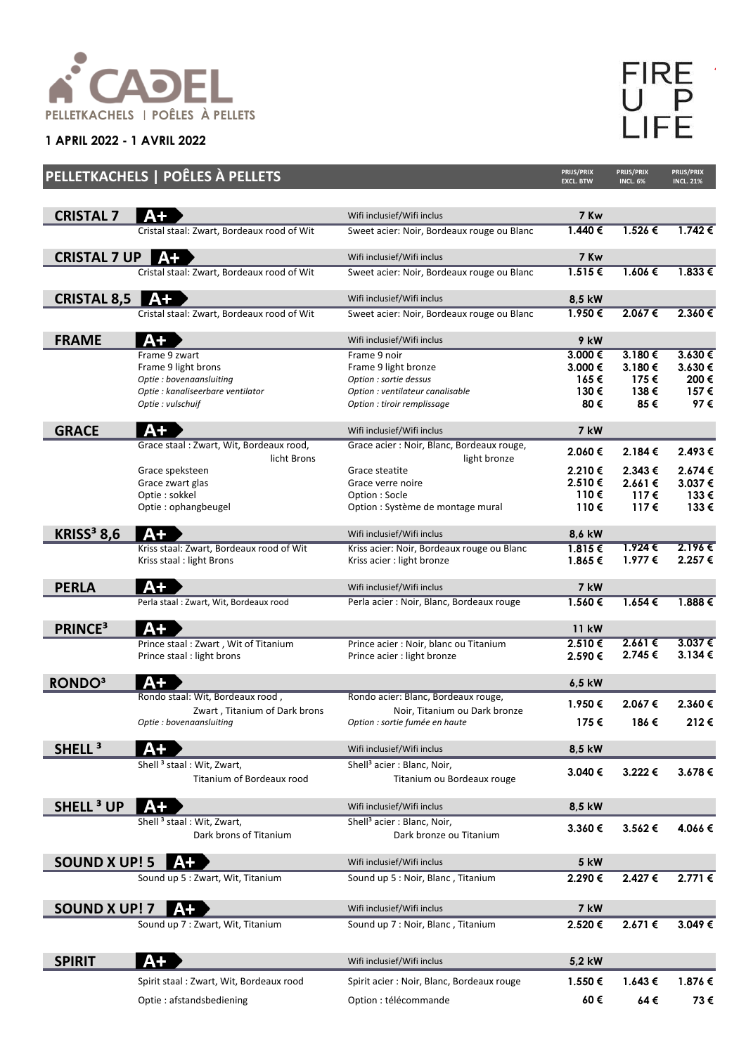# CADEL

PELLETKACHELS | POÊLES À PELLETS

**1 APRIL 2022 - 1 AVRIL 2022**

FIRE UP LIFE

## PELLETKACHELS | POÊLES À PELLETS

| Model | | | PRIJS/PRIX EXCL. BTW | PRIJS/PRIX INCL. 6% | PRIJS/PRIX INCL. 21% |
|---|---|---|---|---|---|
| **CRISTAL 7** | A+ | Wifi inclusief/Wifi inclus | **7 Kw** | | |
| | Cristal staal: Zwart, Bordeaux rood of Wit | Sweet acier: Noir, Bordeaux rouge ou Blanc | **1.440 €** | **1.526 €** | **1.742 €** |
| **CRISTAL 7 UP** | A+ | Wifi inclusief/Wifi inclus | **7 Kw** | | |
| | Cristal staal: Zwart, Bordeaux rood of Wit | Sweet acier: Noir, Bordeaux rouge ou Blanc | **1.515 €** | **1.606 €** | **1.833 €** |
| **CRISTAL 8,5** | A+ | Wifi inclusief/Wifi inclus | **8,5 kW** | | |
| | Cristal staal: Zwart, Bordeaux rood of Wit | Sweet acier: Noir, Bordeaux rouge ou Blanc | **1.950 €** | **2.067 €** | **2.360 €** |
| **FRAME** | A+ | Wifi inclusief/Wifi inclus | **9 kW** | | |
| | Frame 9 zwart | Frame 9 noir | **3.000 €** | **3.180 €** | **3.630 €** |
| | Frame 9 light brons | Frame 9 light bronze | **3.000 €** | **3.180 €** | **3.630 €** |
| | *Optie : bovenaansluiting* | *Option : sortie dessus* | **165 €** | **175 €** | **200 €** |
| | *Optie : kanaliseerbare ventilator* | *Option : ventilateur canalisable* | **130 €** | **138 €** | **157 €** |
| | *Optie : vulschuif* | *Option : tiroir remplissage* | **80 €** | **85 €** | **97 €** |
| **GRACE** | A+ | Wifi inclusief/Wifi inclus | **7 kW** | | |
| | Grace staal : Zwart, Wit, Bordeaux rood, licht Brons | Grace acier : Noir, Blanc, Bordeaux rouge, light bronze | **2.060 €** | **2.184 €** | **2.493 €** |
| | Grace speksteen | Grace steatite | **2.210 €** | **2.343 €** | **2.674 €** |
| | Grace zwart glas | Grace verre noire | **2.510 €** | **2.661 €** | **3.037 €** |
| | Optie : sokkel | Option : Socle | **110 €** | **117 €** | **133 €** |
| | Optie : ophangbeugel | Option : Système de montage mural | **110 €** | **117 €** | **133 €** |
| **KRISS³ 8,6** | A+ | Wifi inclusief/Wifi inclus | **8,6 kW** | | |
| | Kriss staal: Zwart, Bordeaux rood of Wit | Kriss acier: Noir, Bordeaux rouge ou Blanc | **1.815 €** | **1.924 €** | **2.196 €** |
| | Kriss staal : light Brons | Kriss acier : light bronze | **1.865 €** | **1.977 €** | **2.257 €** |
| **PERLA** | A+ | Wifi inclusief/Wifi inclus | **7 kW** | | |
| | Perla staal : Zwart, Wit, Bordeaux rood | Perla acier : Noir, Blanc, Bordeaux rouge | **1.560 €** | **1.654 €** | **1.888 €** |
| **PRINCE³** | A+ | | **11 kW** | | |
| | Prince staal : Zwart , Wit of Titanium | Prince acier : Noir, blanc ou Titanium | **2.510 €** | **2.661 €** | **3.037 €** |
| | Prince staal : light brons | Prince acier : light bronze | **2.590 €** | **2.745 €** | **3.134 €** |
| **RONDO³** | A+ | | **6,5 kW** | | |
| | Rondo staal: Wit, Bordeaux rood , Zwart , Titanium of Dark brons | Rondo acier: Blanc, Bordeaux rouge, Noir, Titanium ou Dark bronze | **1.950 €** | **2.067 €** | **2.360 €** |
| | *Optie : bovenaansluiting* | *Option : sortie fumée en haute* | **175 €** | **186 €** | **212 €** |
| **SHELL ³** | A+ | Wifi inclusief/Wifi inclus | **8,5 kW** | | |
| | Shell ³ staal : Wit, Zwart, Titanium of Bordeaux rood | Shell³ acier : Blanc, Noir, Titanium ou Bordeaux rouge | **3.040 €** | **3.222 €** | **3.678 €** |
| **SHELL ³ UP** | A+ | Wifi inclusief/Wifi inclus | **8,5 kW** | | |
| | Shell ³ staal : Wit, Zwart, Dark brons of Titanium | Shell³ acier : Blanc, Noir, Dark bronze ou Titanium | **3.360 €** | **3.562 €** | **4.066 €** |
| **SOUND X UP! 5** | A+ | Wifi inclusief/Wifi inclus | **5 kW** | | |
| | Sound up 5 : Zwart, Wit, Titanium | Sound up 5 : Noir, Blanc , Titanium | **2.290 €** | **2.427 €** | **2.771 €** |
| **SOUND X UP! 7** | A+ | Wifi inclusief/Wifi inclus | **7 kW** | | |
| | Sound up 7 : Zwart, Wit, Titanium | Sound up 7 : Noir, Blanc , Titanium | **2.520 €** | **2.671 €** | **3.049 €** |
| **SPIRIT** | A+ | Wifi inclusief/Wifi inclus | **5,2 kW** | | |
| | Spirit staal : Zwart, Wit, Bordeaux rood | Spirit acier : Noir, Blanc, Bordeaux rouge | **1.550 €** | **1.643 €** | **1.876 €** |
| | Optie : afstandsbediening | Option : télécommande | **60 €** | **64 €** | **73 €** |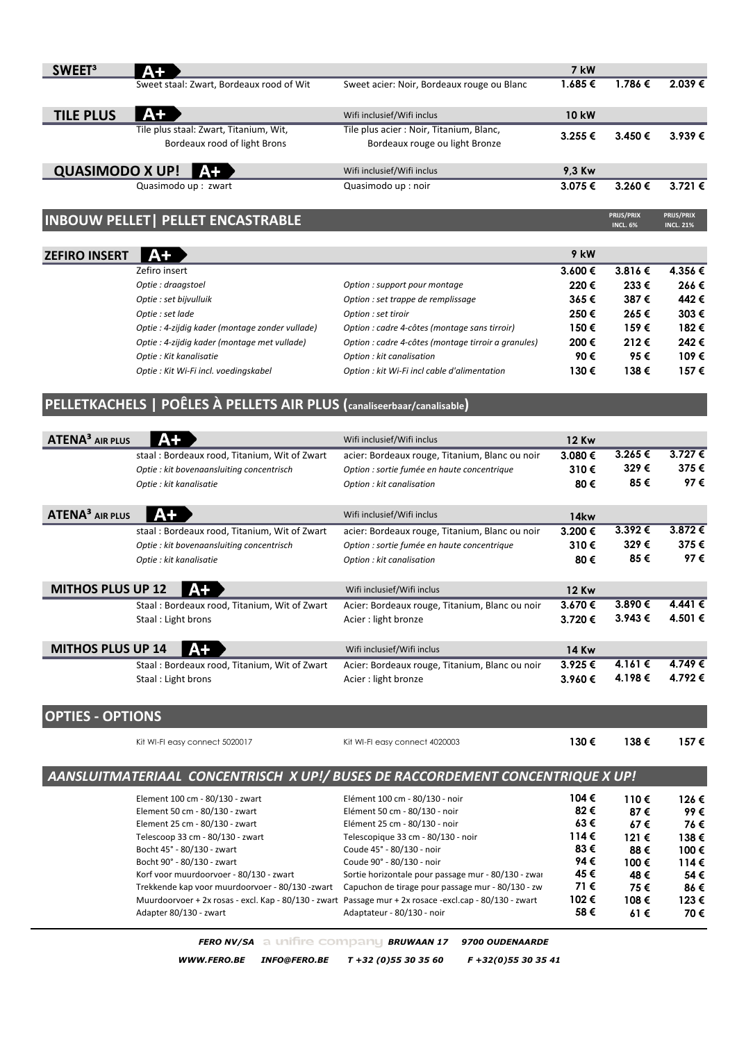| | | | | | |
|---|---|---|---|---|---|
| **SWEET³** | **A+** | | **7 kW** | | |
| | Sweet staal: Zwart, Bordeaux rood of Wit | Sweet acier: Noir, Bordeaux rouge ou Blanc | 1.685 € | 1.786 € | 2.039 € |
| **TILE PLUS** | **A+** | Wifi inclusief/Wifi inclus | **10 kW** | | |
| | Tile plus staal: Zwart, Titanium, Wit, Bordeaux rood of light Brons | Tile plus acier : Noir, Titanium, Blanc, Bordeaux rouge ou light Bronze | 3.255 € | 3.450 € | 3.939 € |
| **QUASIMODO X UP!** | **A+** | Wifi inclusief/Wifi inclus | **9,3 Kw** | | |
| | Quasimodo up : zwart | Quasimodo up : noir | 3.075 € | 3.260 € | 3.721 € |

## INBOUW PELLET| PELLET ENCASTRABLE

| | | | | PRIJS/PRIX INCL. 6% | PRIJS/PRIX INCL. 21% |
|---|---|---|---|---|---|
| **ZEFIRO INSERT** | **A+** | | **9 kW** | | |
| | Zefiro insert | | 3.600 € | 3.816 € | 4.356 € |
| | *Optie : draagstoel* | *Option : support pour montage* | 220 € | 233 € | 266 € |
| | *Optie : set bijvulluik* | *Option : set trappe de remplissage* | 365 € | 387 € | 442 € |
| | *Optie : set lade* | *Option : set tiroir* | 250 € | 265 € | 303 € |
| | *Optie : 4-zijdig kader (montage zonder vullade)* | *Option : cadre 4-côtes (montage sans tirroir)* | 150 € | 159 € | 182 € |
| | *Optie : 4-zijdig kader (montage met vullade)* | *Option : cadre 4-côtes (montage tirroir a granules)* | 200 € | 212 € | 242 € |
| | *Optie : Kit kanalisatie* | *Option : kit canalisation* | 90 € | 95 € | 109 € |
| | *Optie : Kit Wi-Fi incl. voedingskabel* | *Option : kit Wi-Fi incl cable d'alimentation* | 130 € | 138 € | 157 € |

## PELLETKACHELS | POÊLES À PELLETS AIR PLUS (canaliseerbaar/canalisable)

| | | | | | |
|---|---|---|---|---|---|
| **ATENA³ AIR PLUS** | **A+** | Wifi inclusief/Wifi inclus | **12 Kw** | | |
| | staal : Bordeaux rood, Titanium, Wit of Zwart | acier: Bordeaux rouge, Titanium, Blanc ou noir | 3.080 € | 3.265 € | 3.727 € |
| | *Optie : kit bovenaansluiting concentrisch* | *Option : sortie fumée en haute concentrique* | 310 € | 329 € | 375 € |
| | *Optie : kit kanalisatie* | *Option : kit canalisation* | 80 € | 85 € | 97 € |
| **ATENA³ AIR PLUS** | **A+** | Wifi inclusief/Wifi inclus | **14kw** | | |
| | staal : Bordeaux rood, Titanium, Wit of Zwart | acier: Bordeaux rouge, Titanium, Blanc ou noir | 3.200 € | 3.392 € | 3.872 € |
| | *Optie : kit bovenaansluiting concentrisch* | *Option : sortie fumée en haute concentrique* | 310 € | 329 € | 375 € |
| | *Optie : kit kanalisatie* | *Option : kit canalisation* | 80 € | 85 € | 97 € |
| **MITHOS PLUS UP 12** | **A+** | Wifi inclusief/Wifi inclus | **12 Kw** | | |
| | Staal : Bordeaux rood, Titanium, Wit of Zwart | Acier: Bordeaux rouge, Titanium, Blanc ou noir | 3.670 € | 3.890 € | 4.441 € |
| | Staal : Light brons | Acier : light bronze | 3.720 € | 3.943 € | 4.501 € |
| **MITHOS PLUS UP 14** | **A+** | Wifi inclusief/Wifi inclus | **14 Kw** | | |
| | Staal : Bordeaux rood, Titanium, Wit of Zwart | Acier: Bordeaux rouge, Titanium, Blanc ou noir | 3.925 € | 4.161 € | 4.749 € |
| | Staal : Light brons | Acier : light bronze | 3.960 € | 4.198 € | 4.792 € |

## OPTIES - OPTIONS

| | | | | |
|---|---|---|---|---|
| Kit WI-FI easy connect 5020017 | Kit WI-FI easy connect 4020003 | 130 € | 138 € | 157 € |

## *AANSLUITMATERIAAL CONCENTRISCH X UP!/ BUSES DE RACCORDEMENT CONCENTRIQUE X UP!*

| | | | | |
|---|---|---|---|---|
| Element 100 cm - 80/130 - zwart | Elément 100 cm - 80/130 - noir | 104 € | 110 € | 126 € |
| Element 50 cm - 80/130 - zwart | Elément 50 cm - 80/130 - noir | 82 € | 87 € | 99 € |
| Element 25 cm - 80/130 - zwart | Elément 25 cm - 80/130 - noir | 63 € | 67 € | 76 € |
| Telescoop 33 cm - 80/130 - zwart | Telescopique 33 cm - 80/130 - noir | 114 € | 121 € | 138 € |
| Bocht 45° - 80/130 - zwart | Coude 45° - 80/130 - noir | 83 € | 88 € | 100 € |
| Bocht 90° - 80/130 - zwart | Coude 90° - 80/130 - noir | 94 € | 100 € | 114 € |
| Korf voor muurdoorvoer - 80/130 - zwart | Sortie horizontale pour passage mur - 80/130 - zwar | 45 € | 48 € | 54 € |
| Trekkende kap voor muurdoorvoer - 80/130 -zwart | Capuchon de tirage pour passage mur - 80/130 - zw | 71 € | 75 € | 86 € |
| Muurdoorvoer + 2x rosas - excl. Kap - 80/130 - zwart | Passage mur + 2x rosace -excl.cap - 80/130 - zwart | 102 € | 108 € | 123 € |
| Adapter 80/130 - zwart | Adaptateur - 80/130 - noir | 58 € | 61 € | 70 € |

*FERO NV/SA* a unifire company *BRUWAAN 17 9700 OUDENAARDE*

*WWW.FERO.BE INFO@FERO.BE T +32 (0)55 30 35 60 F +32(0)55 30 35 41*